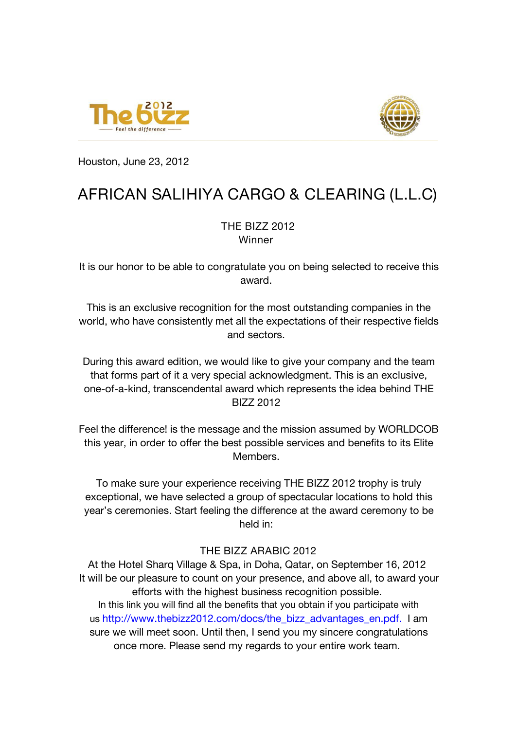Houston, June 23, 2012

# AFRICAN SALIHIYA CARGO & CLEARING (L.L.C)

THE BIZZ 2012
Winner

It is our honor to be able to congratulate you on being selected to receive this award.

This is an exclusive recognition for the most outstanding companies in the world, who have consistently met all the expectations of their respective fields and sectors.

During this award edition, we would like to give your company and the team that forms part of it a very special acknowledgment. This is an exclusive, one-of-a-kind, transcendental award which represents the idea behind THE BIZZ 2012

Feel the difference! is the message and the mission assumed by WORLDCOB this year, in order to offer the best possible services and benefits to its Elite Members.

To make sure your experience receiving THE BIZZ 2012 trophy is truly exceptional, we have selected a group of spectacular locations to hold this year's ceremonies. Start feeling the difference at the award ceremony to be held in:

THE BIZZ ARABIC 2012
At the Hotel Sharq Village & Spa, in Doha, Qatar, on September 16, 2012
It will be our pleasure to count on your presence, and above all, to award your efforts with the highest business recognition possible.
In this link you will find all the benefits that you obtain if you participate with us http://www.thebizz2012.com/docs/the_bizz_advantages_en.pdf. I am sure we will meet soon. Until then, I send you my sincere congratulations once more. Please send my regards to your entire work team.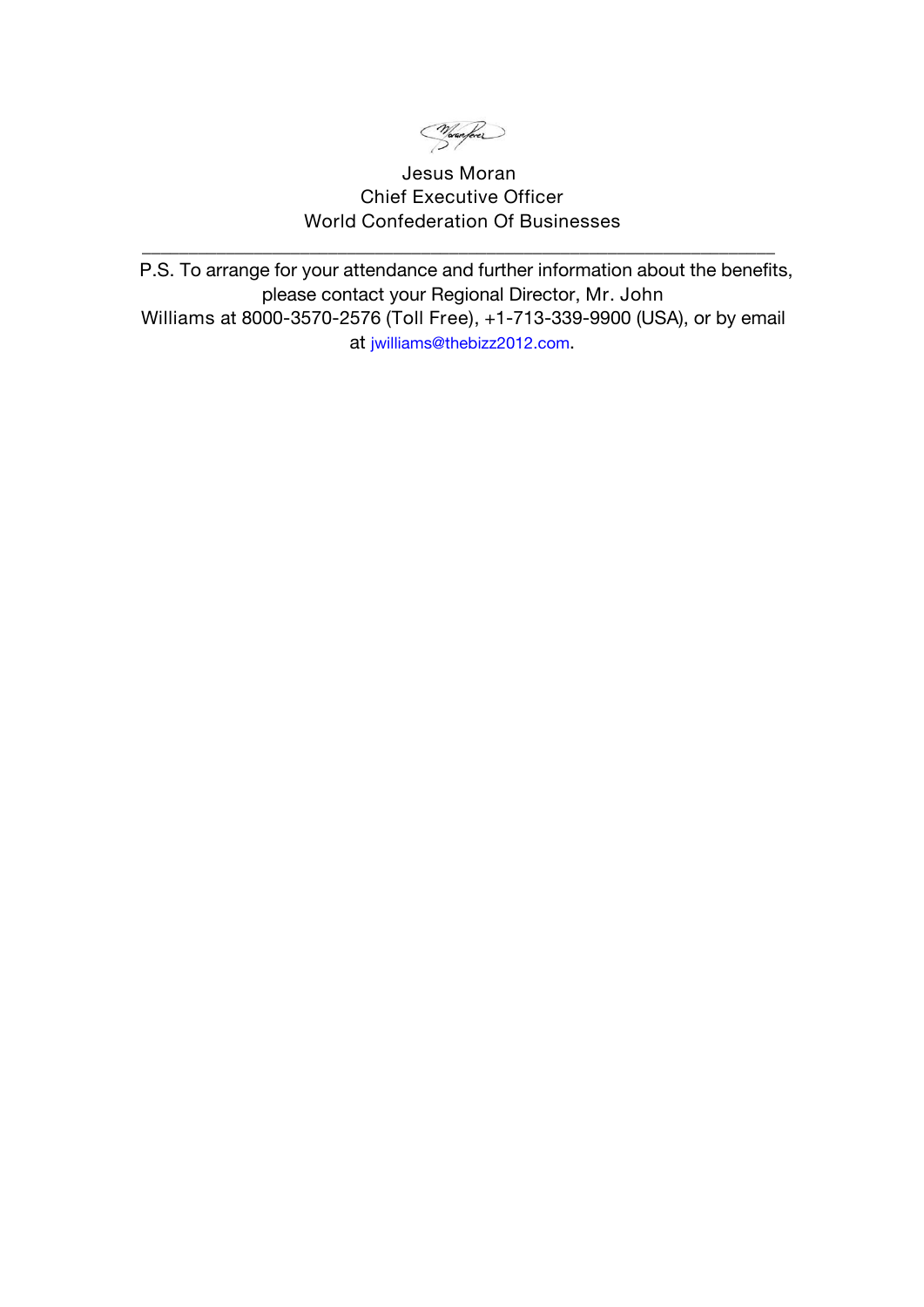Jesus Moran
Chief Executive Officer
World Confederation Of Businesses

---

P.S. To arrange for your attendance and further information about the benefits, please contact your Regional Director, Mr. John Williams at 8000-3570-2576 (Toll Free), +1-713-339-9900 (USA), or by email at jwilliams@thebizz2012.com.